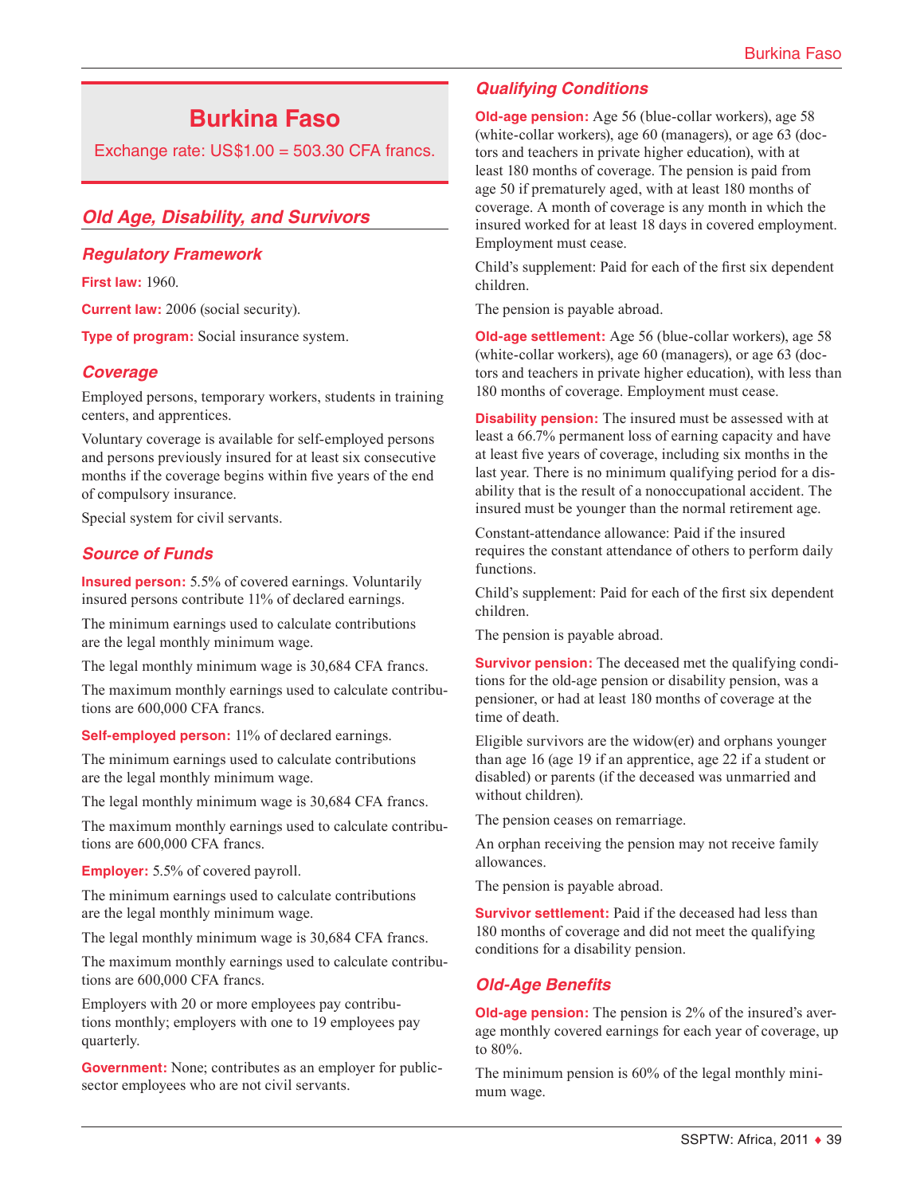# Burkina Faso

Exchange rate: US$1.00 = 503.30 CFA francs.

## Old Age, Disability, and Survivors

### Regulatory Framework

**First law:** 1960.

**Current law:** 2006 (social security).

**Type of program:** Social insurance system.

### Coverage

Employed persons, temporary workers, students in training centers, and apprentices.

Voluntary coverage is available for self-employed persons and persons previously insured for at least six consecutive months if the coverage begins within five years of the end of compulsory insurance.

Special system for civil servants.

### Source of Funds

**Insured person:** 5.5% of covered earnings. Voluntarily insured persons contribute 11% of declared earnings.

The minimum earnings used to calculate contributions are the legal monthly minimum wage.

The legal monthly minimum wage is 30,684 CFA francs.

The maximum monthly earnings used to calculate contributions are 600,000 CFA francs.

**Self-employed person:** 11% of declared earnings.

The minimum earnings used to calculate contributions are the legal monthly minimum wage.

The legal monthly minimum wage is 30,684 CFA francs.

The maximum monthly earnings used to calculate contributions are 600,000 CFA francs.

**Employer:** 5.5% of covered payroll.

The minimum earnings used to calculate contributions are the legal monthly minimum wage.

The legal monthly minimum wage is 30,684 CFA francs.

The maximum monthly earnings used to calculate contributions are 600,000 CFA francs.

Employers with 20 or more employees pay contributions monthly; employers with one to 19 employees pay quarterly.

**Government:** None; contributes as an employer for public-sector employees who are not civil servants.

### Qualifying Conditions

**Old-age pension:** Age 56 (blue-collar workers), age 58 (white-collar workers), age 60 (managers), or age 63 (doctors and teachers in private higher education), with at least 180 months of coverage. The pension is paid from age 50 if prematurely aged, with at least 180 months of coverage. A month of coverage is any month in which the insured worked for at least 18 days in covered employment. Employment must cease.

Child's supplement: Paid for each of the first six dependent children.

The pension is payable abroad.

**Old-age settlement:** Age 56 (blue-collar workers), age 58 (white-collar workers), age 60 (managers), or age 63 (doctors and teachers in private higher education), with less than 180 months of coverage. Employment must cease.

**Disability pension:** The insured must be assessed with at least a 66.7% permanent loss of earning capacity and have at least five years of coverage, including six months in the last year. There is no minimum qualifying period for a disability that is the result of a nonoccupational accident. The insured must be younger than the normal retirement age.

Constant-attendance allowance: Paid if the insured requires the constant attendance of others to perform daily functions.

Child's supplement: Paid for each of the first six dependent children.

The pension is payable abroad.

**Survivor pension:** The deceased met the qualifying conditions for the old-age pension or disability pension, was a pensioner, or had at least 180 months of coverage at the time of death.

Eligible survivors are the widow(er) and orphans younger than age 16 (age 19 if an apprentice, age 22 if a student or disabled) or parents (if the deceased was unmarried and without children).

The pension ceases on remarriage.

An orphan receiving the pension may not receive family allowances.

The pension is payable abroad.

**Survivor settlement:** Paid if the deceased had less than 180 months of coverage and did not meet the qualifying conditions for a disability pension.

### Old-Age Benefits

**Old-age pension:** The pension is 2% of the insured's average monthly covered earnings for each year of coverage, up to 80%.

The minimum pension is 60% of the legal monthly minimum wage.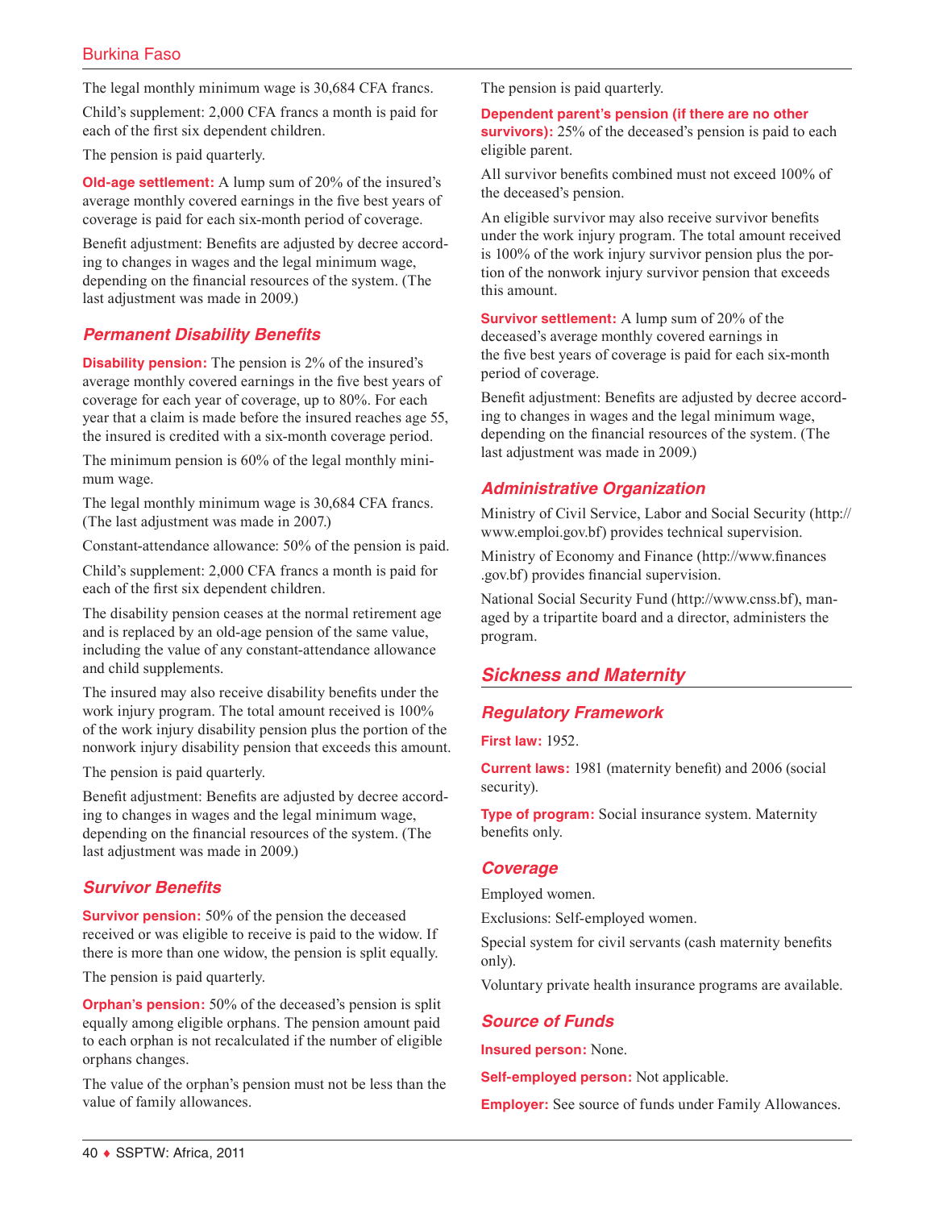The legal monthly minimum wage is 30,684 CFA francs.

Child's supplement: 2,000 CFA francs a month is paid for each of the first six dependent children.

The pension is paid quarterly.

**Old-age settlement:** A lump sum of 20% of the insured's average monthly covered earnings in the five best years of coverage is paid for each six-month period of coverage.

Benefit adjustment: Benefits are adjusted by decree according to changes in wages and the legal minimum wage, depending on the financial resources of the system. (The last adjustment was made in 2009.)

### *Permanent Disability Benefits*

**Disability pension:** The pension is 2% of the insured's average monthly covered earnings in the five best years of coverage for each year of coverage, up to 80%. For each year that a claim is made before the insured reaches age 55, the insured is credited with a six-month coverage period.

The minimum pension is 60% of the legal monthly minimum wage.

The legal monthly minimum wage is 30,684 CFA francs. (The last adjustment was made in 2007.)

Constant-attendance allowance: 50% of the pension is paid.

Child's supplement: 2,000 CFA francs a month is paid for each of the first six dependent children.

The disability pension ceases at the normal retirement age and is replaced by an old-age pension of the same value, including the value of any constant-attendance allowance and child supplements.

The insured may also receive disability benefits under the work injury program. The total amount received is 100% of the work injury disability pension plus the portion of the nonwork injury disability pension that exceeds this amount.

The pension is paid quarterly.

Benefit adjustment: Benefits are adjusted by decree according to changes in wages and the legal minimum wage, depending on the financial resources of the system. (The last adjustment was made in 2009.)

### *Survivor Benefits*

**Survivor pension:** 50% of the pension the deceased received or was eligible to receive is paid to the widow. If there is more than one widow, the pension is split equally.

The pension is paid quarterly.

**Orphan's pension:** 50% of the deceased's pension is split equally among eligible orphans. The pension amount paid to each orphan is not recalculated if the number of eligible orphans changes.

The value of the orphan's pension must not be less than the value of family allowances.

The pension is paid quarterly.

**Dependent parent's pension (if there are no other survivors):** 25% of the deceased's pension is paid to each eligible parent.

All survivor benefits combined must not exceed 100% of the deceased's pension.

An eligible survivor may also receive survivor benefits under the work injury program. The total amount received is 100% of the work injury survivor pension plus the portion of the nonwork injury survivor pension that exceeds this amount.

**Survivor settlement:** A lump sum of 20% of the deceased's average monthly covered earnings in the five best years of coverage is paid for each six-month period of coverage.

Benefit adjustment: Benefits are adjusted by decree according to changes in wages and the legal minimum wage, depending on the financial resources of the system. (The last adjustment was made in 2009.)

### *Administrative Organization*

Ministry of Civil Service, Labor and Social Security (http://www.emploi.gov.bf) provides technical supervision.

Ministry of Economy and Finance (http://www.finances.gov.bf) provides financial supervision.

National Social Security Fund (http://www.cnss.bf), managed by a tripartite board and a director, administers the program.

## *Sickness and Maternity*

### *Regulatory Framework*

**First law:** 1952.

**Current laws:** 1981 (maternity benefit) and 2006 (social security).

**Type of program:** Social insurance system. Maternity benefits only.

### *Coverage*

Employed women.

Exclusions: Self-employed women.

Special system for civil servants (cash maternity benefits only).

Voluntary private health insurance programs are available.

### *Source of Funds*

**Insured person:** None.

**Self-employed person:** Not applicable.

**Employer:** See source of funds under Family Allowances.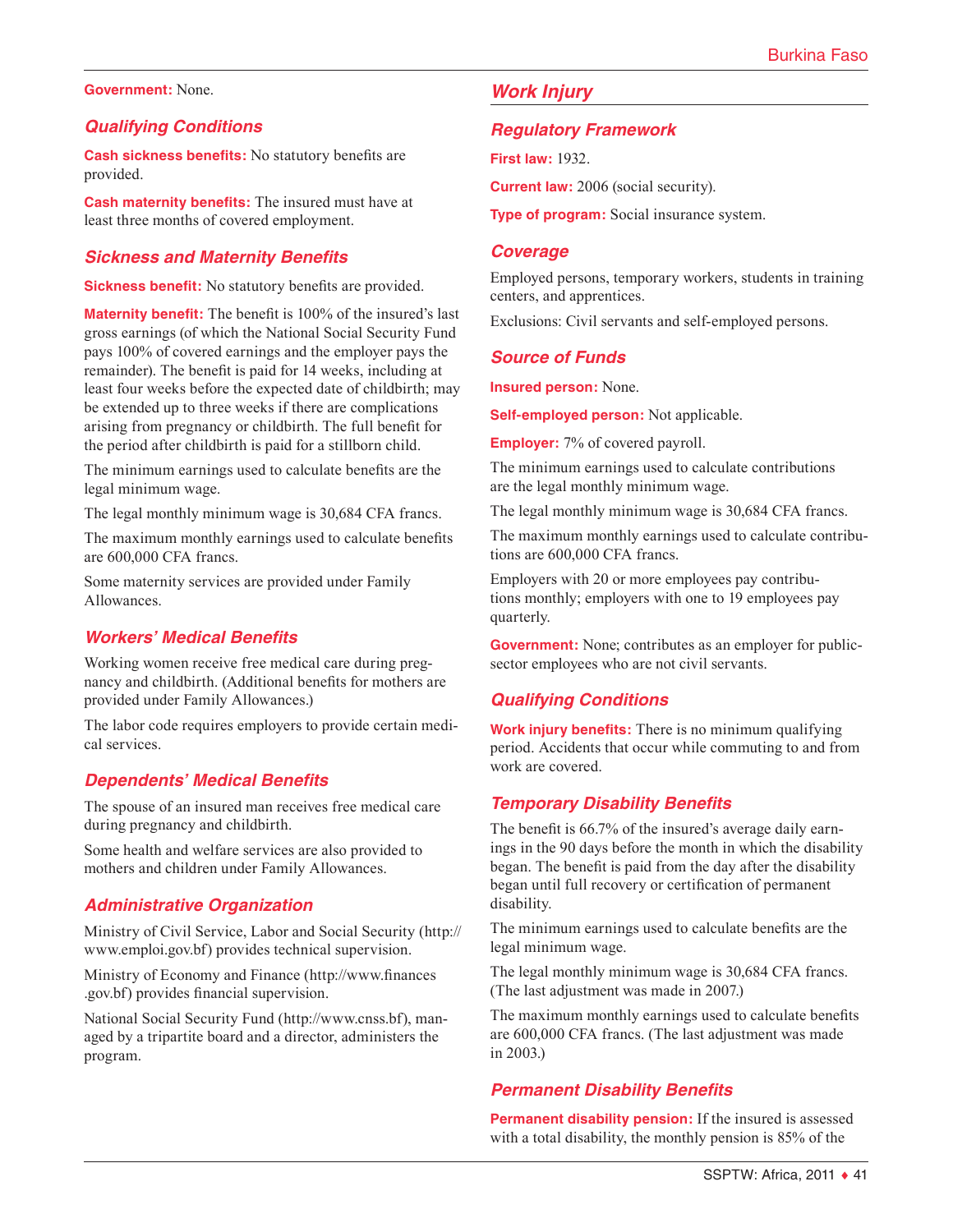**Government:** None.

### Qualifying Conditions

**Cash sickness benefits:** No statutory benefits are provided.

**Cash maternity benefits:** The insured must have at least three months of covered employment.

### Sickness and Maternity Benefits

**Sickness benefit:** No statutory benefits are provided.

**Maternity benefit:** The benefit is 100% of the insured's last gross earnings (of which the National Social Security Fund pays 100% of covered earnings and the employer pays the remainder). The benefit is paid for 14 weeks, including at least four weeks before the expected date of childbirth; may be extended up to three weeks if there are complications arising from pregnancy or childbirth. The full benefit for the period after childbirth is paid for a stillborn child.

The minimum earnings used to calculate benefits are the legal minimum wage.

The legal monthly minimum wage is 30,684 CFA francs.

The maximum monthly earnings used to calculate benefits are 600,000 CFA francs.

Some maternity services are provided under Family Allowances.

### Workers' Medical Benefits

Working women receive free medical care during pregnancy and childbirth. (Additional benefits for mothers are provided under Family Allowances.)

The labor code requires employers to provide certain medical services.

### Dependents' Medical Benefits

The spouse of an insured man receives free medical care during pregnancy and childbirth.

Some health and welfare services are also provided to mothers and children under Family Allowances.

### Administrative Organization

Ministry of Civil Service, Labor and Social Security (http://www.emploi.gov.bf) provides technical supervision.

Ministry of Economy and Finance (http://www.finances.gov.bf) provides financial supervision.

National Social Security Fund (http://www.cnss.bf), managed by a tripartite board and a director, administers the program.

## Work Injury

### Regulatory Framework

**First law:** 1932.

**Current law:** 2006 (social security).

**Type of program:** Social insurance system.

### Coverage

Employed persons, temporary workers, students in training centers, and apprentices.

Exclusions: Civil servants and self-employed persons.

### Source of Funds

**Insured person:** None.

**Self-employed person:** Not applicable.

**Employer:** 7% of covered payroll.

The minimum earnings used to calculate contributions are the legal monthly minimum wage.

The legal monthly minimum wage is 30,684 CFA francs.

The maximum monthly earnings used to calculate contributions are 600,000 CFA francs.

Employers with 20 or more employees pay contributions monthly; employers with one to 19 employees pay quarterly.

**Government:** None; contributes as an employer for public-sector employees who are not civil servants.

### Qualifying Conditions

**Work injury benefits:** There is no minimum qualifying period. Accidents that occur while commuting to and from work are covered.

### Temporary Disability Benefits

The benefit is 66.7% of the insured's average daily earnings in the 90 days before the month in which the disability began. The benefit is paid from the day after the disability began until full recovery or certification of permanent disability.

The minimum earnings used to calculate benefits are the legal minimum wage.

The legal monthly minimum wage is 30,684 CFA francs. (The last adjustment was made in 2007.)

The maximum monthly earnings used to calculate benefits are 600,000 CFA francs. (The last adjustment was made in 2003.)

### Permanent Disability Benefits

**Permanent disability pension:** If the insured is assessed with a total disability, the monthly pension is 85% of the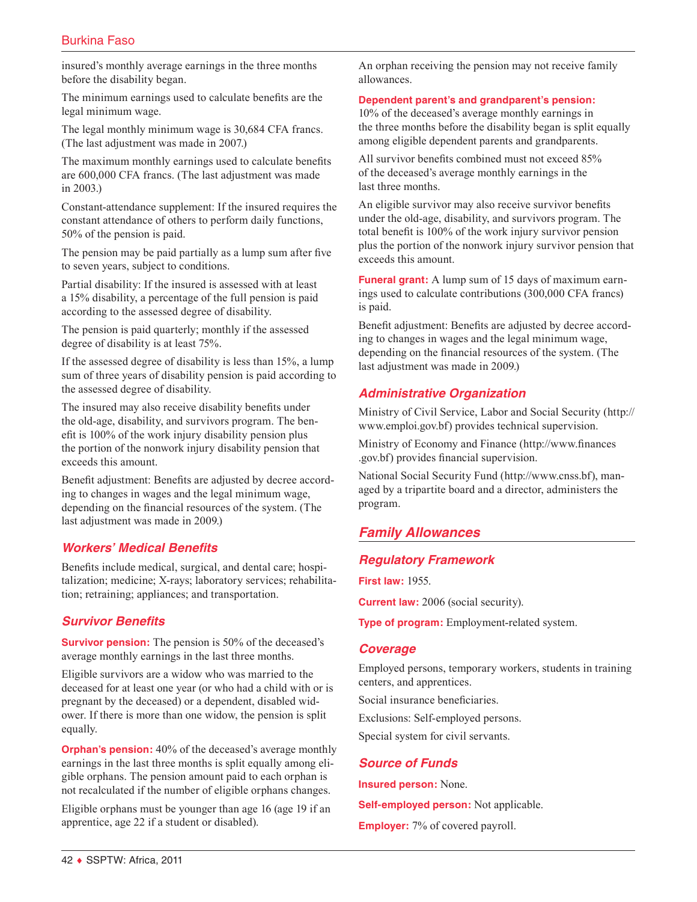insured's monthly average earnings in the three months before the disability began.

The minimum earnings used to calculate benefits are the legal minimum wage.

The legal monthly minimum wage is 30,684 CFA francs. (The last adjustment was made in 2007.)

The maximum monthly earnings used to calculate benefits are 600,000 CFA francs. (The last adjustment was made in 2003.)

Constant-attendance supplement: If the insured requires the constant attendance of others to perform daily functions, 50% of the pension is paid.

The pension may be paid partially as a lump sum after five to seven years, subject to conditions.

Partial disability: If the insured is assessed with at least a 15% disability, a percentage of the full pension is paid according to the assessed degree of disability.

The pension is paid quarterly; monthly if the assessed degree of disability is at least 75%.

If the assessed degree of disability is less than 15%, a lump sum of three years of disability pension is paid according to the assessed degree of disability.

The insured may also receive disability benefits under the old-age, disability, and survivors program. The benefit is 100% of the work injury disability pension plus the portion of the nonwork injury disability pension that exceeds this amount.

Benefit adjustment: Benefits are adjusted by decree according to changes in wages and the legal minimum wage, depending on the financial resources of the system. (The last adjustment was made in 2009.)

### Workers' Medical Benefits

Benefits include medical, surgical, and dental care; hospitalization; medicine; X-rays; laboratory services; rehabilitation; retraining; appliances; and transportation.

### Survivor Benefits

**Survivor pension:** The pension is 50% of the deceased's average monthly earnings in the last three months.

Eligible survivors are a widow who was married to the deceased for at least one year (or who had a child with or is pregnant by the deceased) or a dependent, disabled widower. If there is more than one widow, the pension is split equally.

**Orphan's pension:** 40% of the deceased's average monthly earnings in the last three months is split equally among eligible orphans. The pension amount paid to each orphan is not recalculated if the number of eligible orphans changes.

Eligible orphans must be younger than age 16 (age 19 if an apprentice, age 22 if a student or disabled).

An orphan receiving the pension may not receive family allowances.

**Dependent parent's and grandparent's pension:** 10% of the deceased's average monthly earnings in the three months before the disability began is split equally among eligible dependent parents and grandparents.

All survivor benefits combined must not exceed 85% of the deceased's average monthly earnings in the last three months.

An eligible survivor may also receive survivor benefits under the old-age, disability, and survivors program. The total benefit is 100% of the work injury survivor pension plus the portion of the nonwork injury survivor pension that exceeds this amount.

**Funeral grant:** A lump sum of 15 days of maximum earnings used to calculate contributions (300,000 CFA francs) is paid.

Benefit adjustment: Benefits are adjusted by decree according to changes in wages and the legal minimum wage, depending on the financial resources of the system. (The last adjustment was made in 2009.)

### Administrative Organization

Ministry of Civil Service, Labor and Social Security (http://www.emploi.gov.bf) provides technical supervision.

Ministry of Economy and Finance (http://www.finances.gov.bf) provides financial supervision.

National Social Security Fund (http://www.cnss.bf), managed by a tripartite board and a director, administers the program.

## Family Allowances

### Regulatory Framework

**First law:** 1955.

**Current law:** 2006 (social security).

**Type of program:** Employment-related system.

### Coverage

Employed persons, temporary workers, students in training centers, and apprentices.

Social insurance beneficiaries.

Exclusions: Self-employed persons.

Special system for civil servants.

### Source of Funds

**Insured person:** None.

**Self-employed person:** Not applicable.

**Employer:** 7% of covered payroll.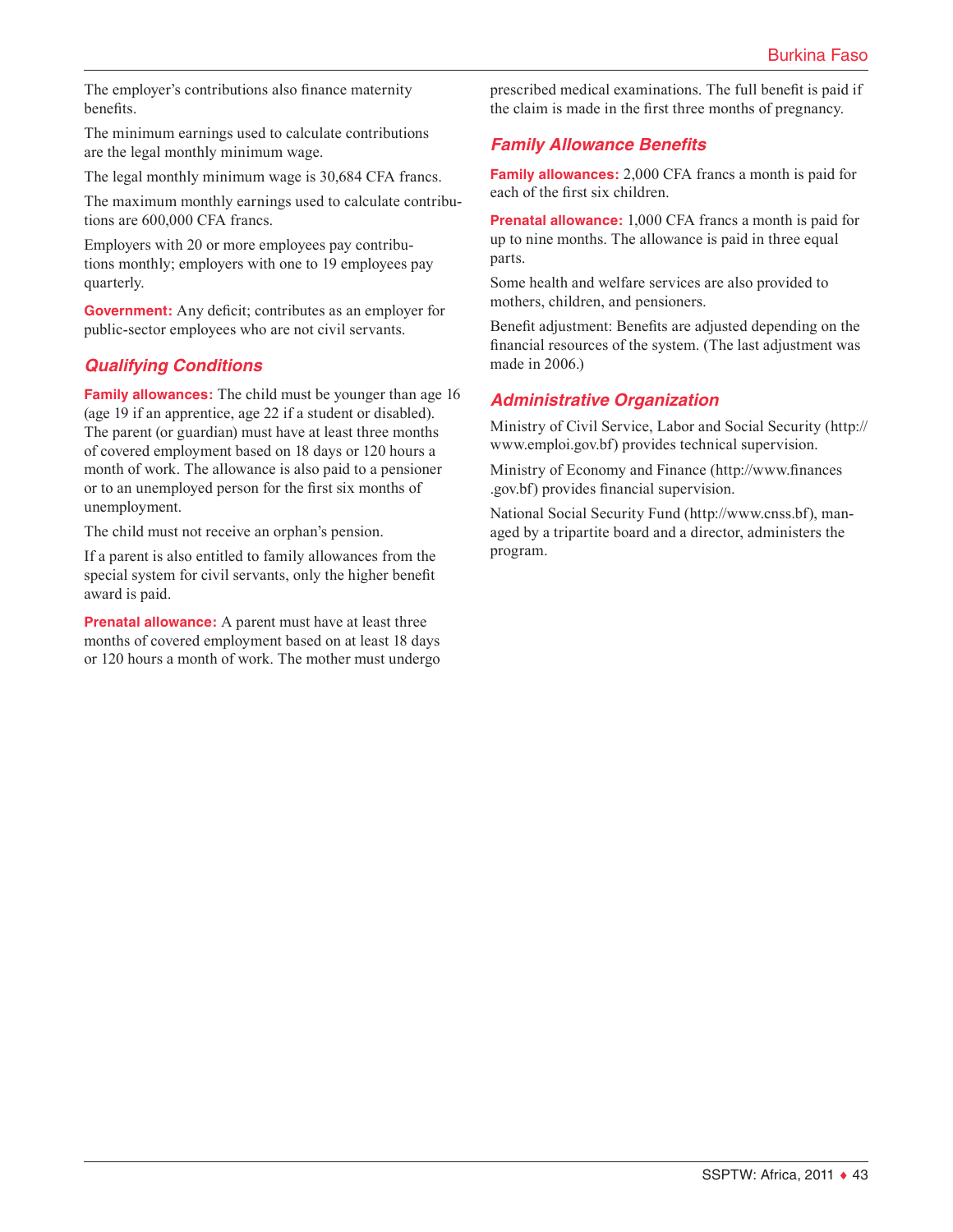The employer's contributions also finance maternity benefits.

The minimum earnings used to calculate contributions are the legal monthly minimum wage.

The legal monthly minimum wage is 30,684 CFA francs.

The maximum monthly earnings used to calculate contributions are 600,000 CFA francs.

Employers with 20 or more employees pay contributions monthly; employers with one to 19 employees pay quarterly.

**Government:** Any deficit; contributes as an employer for public-sector employees who are not civil servants.

### *Qualifying Conditions*

**Family allowances:** The child must be younger than age 16 (age 19 if an apprentice, age 22 if a student or disabled). The parent (or guardian) must have at least three months of covered employment based on 18 days or 120 hours a month of work. The allowance is also paid to a pensioner or to an unemployed person for the first six months of unemployment.

The child must not receive an orphan's pension.

If a parent is also entitled to family allowances from the special system for civil servants, only the higher benefit award is paid.

**Prenatal allowance:** A parent must have at least three months of covered employment based on at least 18 days or 120 hours a month of work. The mother must undergo prescribed medical examinations. The full benefit is paid if the claim is made in the first three months of pregnancy.

### *Family Allowance Benefits*

**Family allowances:** 2,000 CFA francs a month is paid for each of the first six children.

**Prenatal allowance:** 1,000 CFA francs a month is paid for up to nine months. The allowance is paid in three equal parts.

Some health and welfare services are also provided to mothers, children, and pensioners.

Benefit adjustment: Benefits are adjusted depending on the financial resources of the system. (The last adjustment was made in 2006.)

### *Administrative Organization*

Ministry of Civil Service, Labor and Social Security (http://www.emploi.gov.bf) provides technical supervision.

Ministry of Economy and Finance (http://www.finances.gov.bf) provides financial supervision.

National Social Security Fund (http://www.cnss.bf), managed by a tripartite board and a director, administers the program.